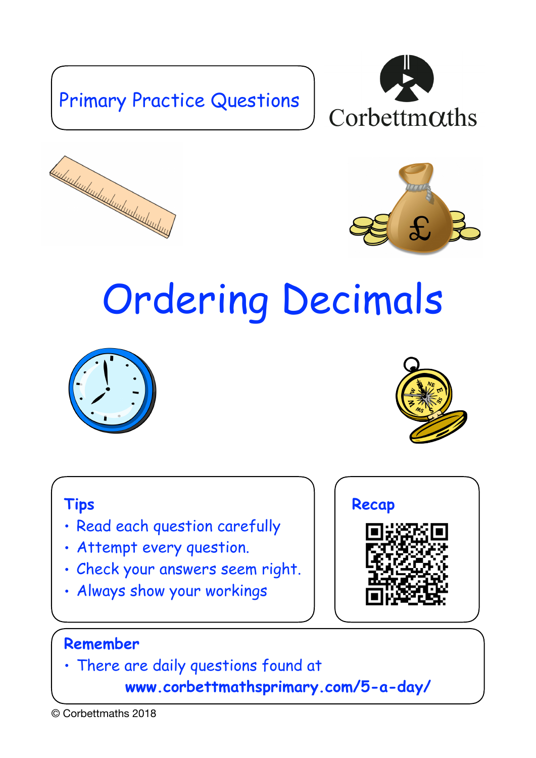Primary Practice Questions

Corbettmaths

# Ordering Decimals

**Tips**

- Read each question carefully
- Attempt every question.
- Check your answers seem right.
- Always show your workings

**Recap**

**Remember**

- There are daily questions found at **www.corbettmathsprimary.com/5-a-day/**

© Corbettmaths 2018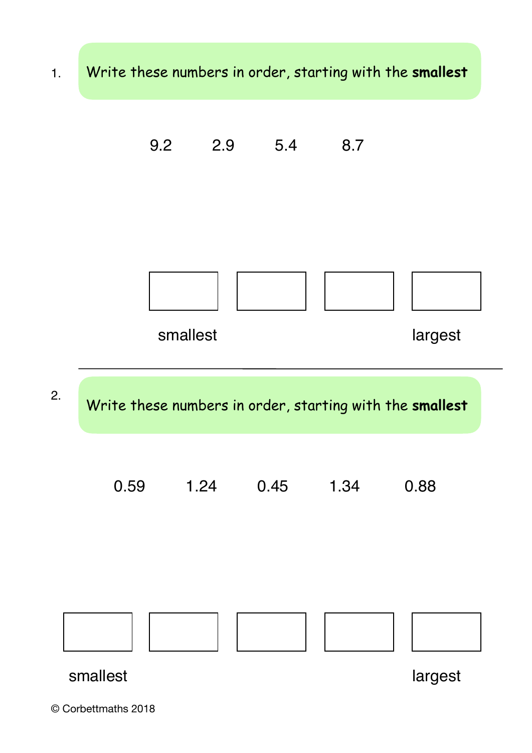1. Write these numbers in order, starting with the **smallest**

9.2 2.9 5.4 8.7

| | | | |
|---|---|---|---|
| | | | |
| smallest | | | largest |

---

2. Write these numbers in order, starting with the **smallest**

0.59 1.24 0.45 1.34 0.88

| | | | | |
|---|---|---|---|---|
| | | | | |
| smallest | | | | largest |

© Corbettmaths 2018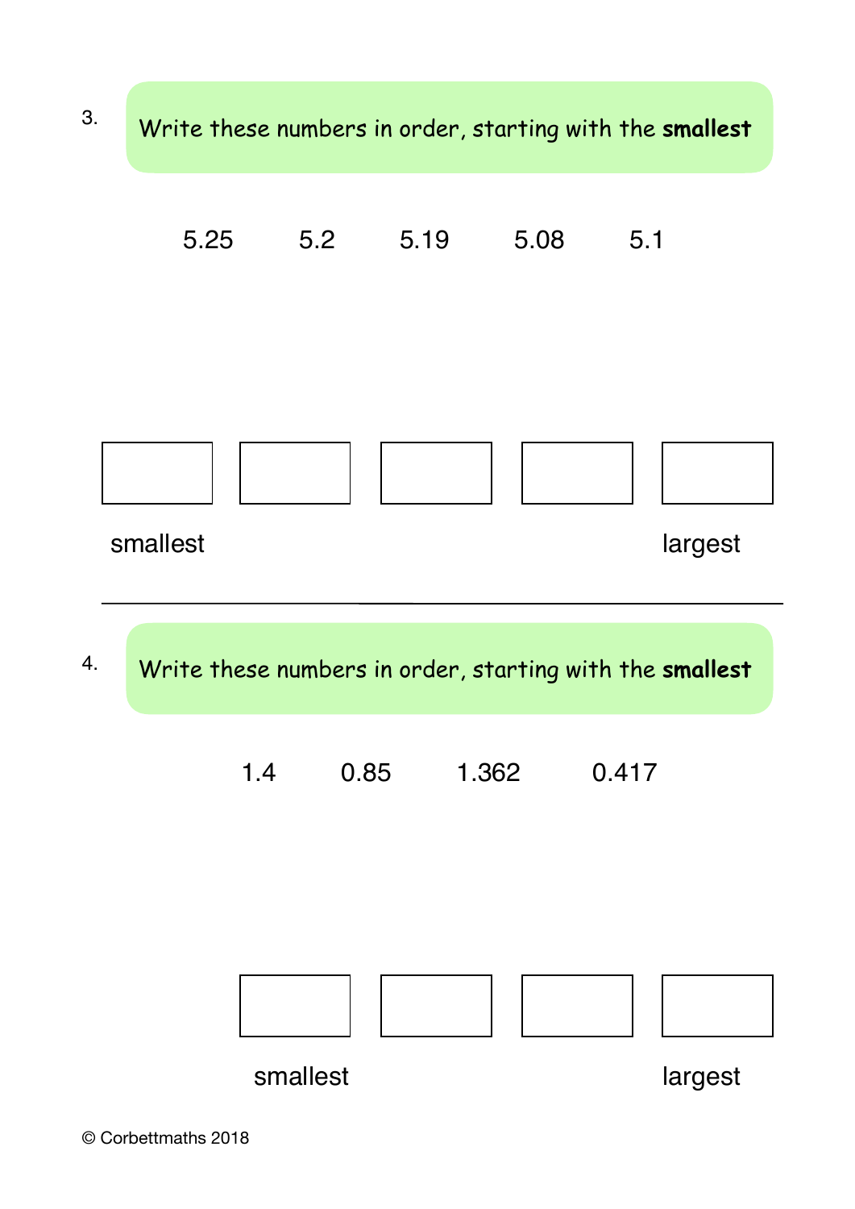3. Write these numbers in order, starting with the **smallest**

5.25 5.2 5.19 5.08 5.1

| | | | | |
|---|---|---|---|---|
| | | | | |
| smallest | | | | largest |

---

4. Write these numbers in order, starting with the **smallest**

1.4 0.85 1.362 0.417

| | | | |
|---|---|---|---|
| | | | |
| smallest | | | largest |

© Corbettmaths 2018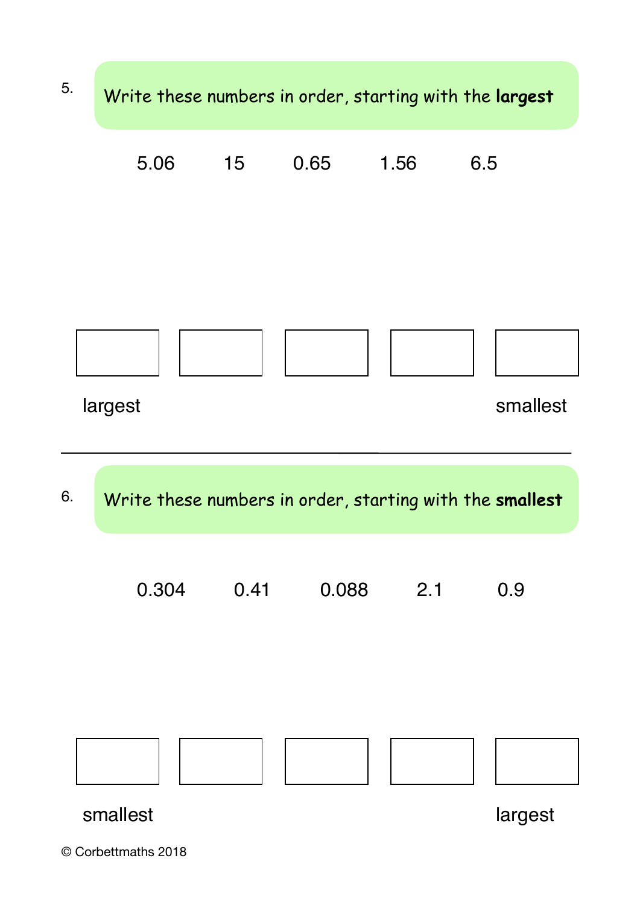5. **Write these numbers in order, starting with the largest**

5.06 15 0.65 1.56 6.5

| | | | | |
|---|---|---|---|---|
| | | | | |
| largest | | | | smallest |

---

6. **Write these numbers in order, starting with the smallest**

0.304 0.41 0.088 2.1 0.9

| | | | | |
|---|---|---|---|---|
| | | | | |
| smallest | | | | largest |

© Corbettmaths 2018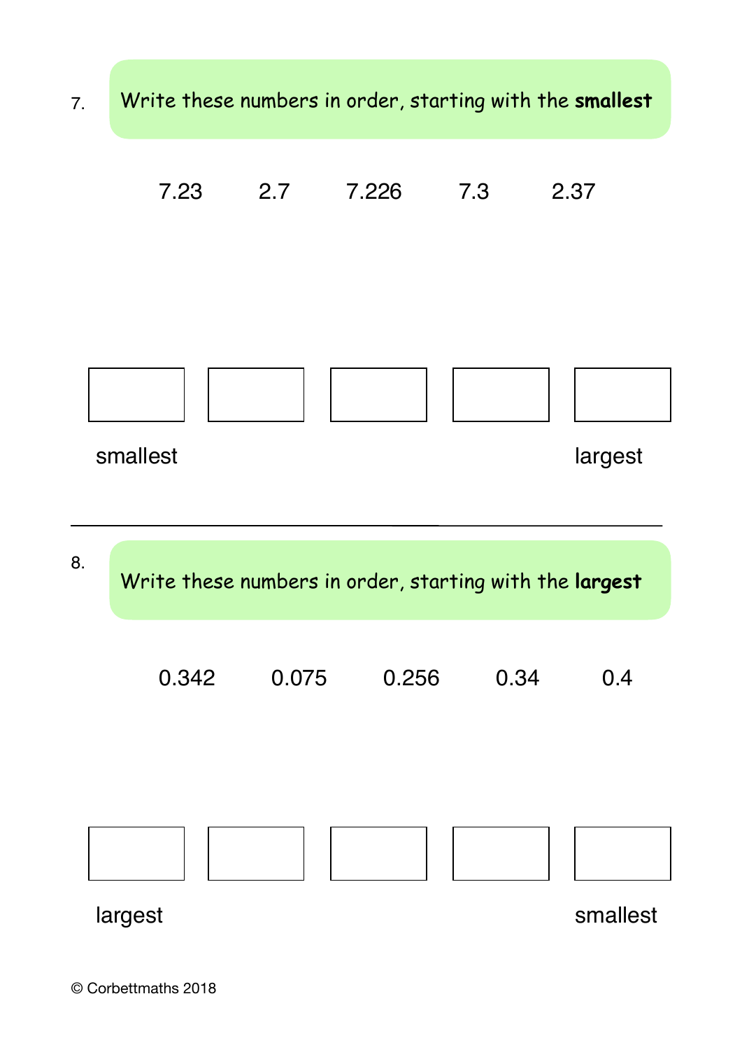7. Write these numbers in order, starting with the **smallest**

7.23    2.7    7.226    7.3    2.37

| | | | | |
|---|---|---|---|---|
| | | | | |
| smallest | | | | largest |

---

8. Write these numbers in order, starting with the **largest**

0.342    0.075    0.256    0.34    0.4

| | | | | |
|---|---|---|---|---|
| | | | | |
| largest | | | | smallest |

© Corbettmaths 2018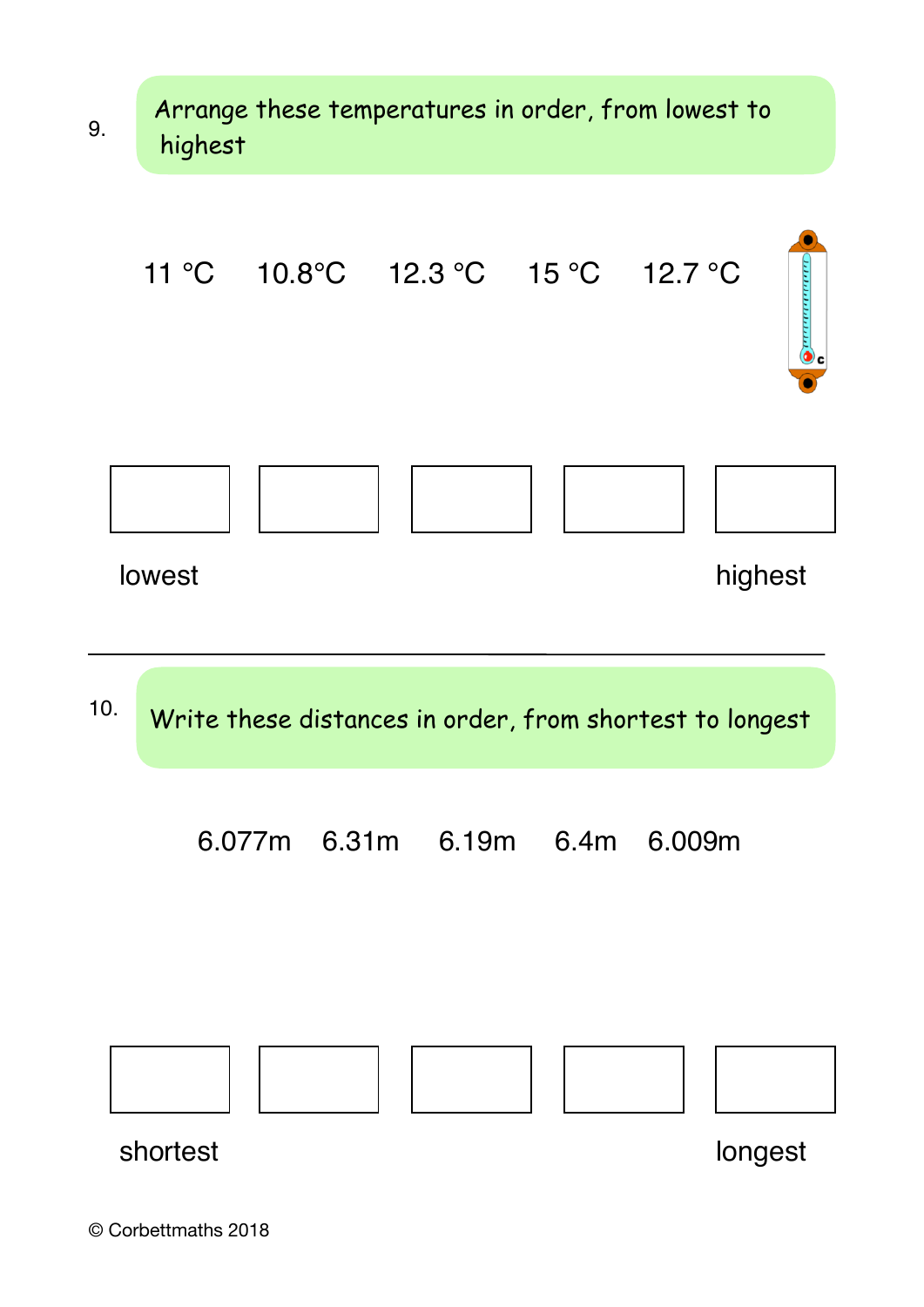9. Arrange these temperatures in order, from lowest to highest

11 °C  10.8°C  12.3 °C  15 °C  12.7 °C

| | | | | |
|---|---|---|---|---|
| lowest | | | | highest |

---

10. Write these distances in order, from shortest to longest

6.077m  6.31m  6.19m  6.4m  6.009m

| | | | | |
|---|---|---|---|---|
| shortest | | | | longest |

© Corbettmaths 2018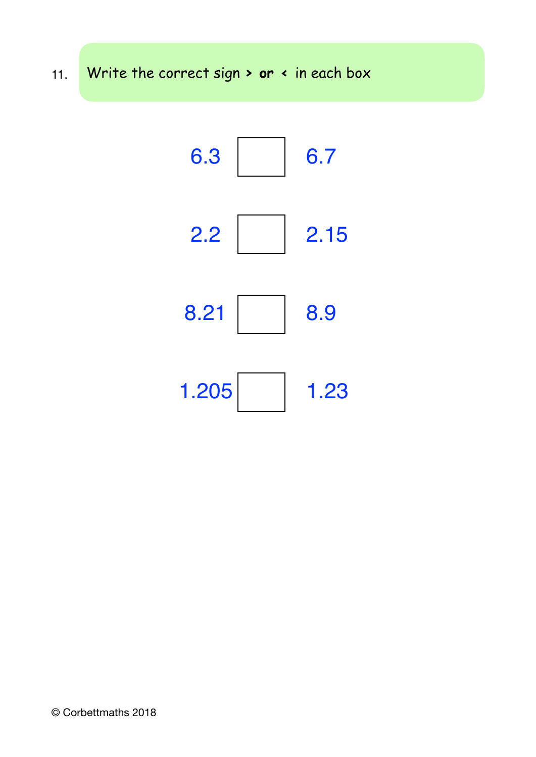11. Write the correct sign > **or** < in each box

6.3 ☐ 6.7

2.2 ☐ 2.15

8.21 ☐ 8.9

1.205 ☐ 1.23

© Corbettmaths 2018